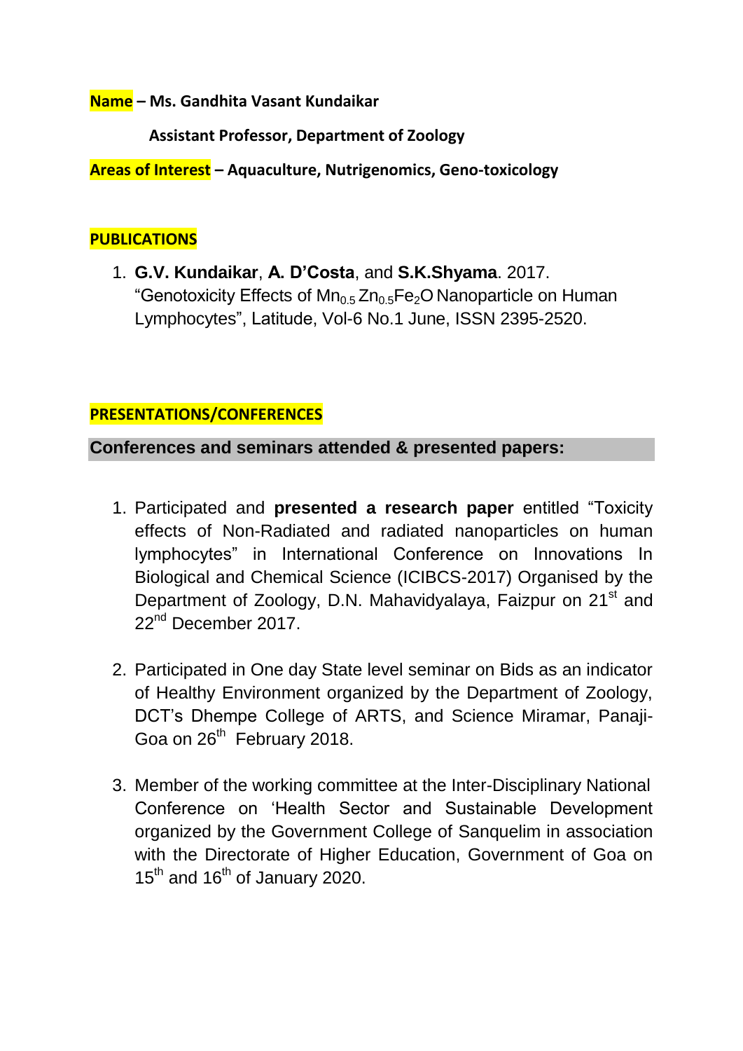**Name** – **Ms. Gandhita Vasant Kundaikar**

**Assistant Professor, Department of Zoology**

**Areas of Interest** – **Aquaculture, Nutrigenomics, Geno-toxicology**

## PUBLICATIONS

1. **G.V. Kundaikar**, **A. D'Costa**, and **S.K.Shyama**. 2017. "Genotoxicity Effects of $Mn_{0.5}Zn_{0.5}Fe_2O$ Nanoparticle on Human Lymphocytes", Latitude, Vol-6 No.1 June, ISSN 2395-2520.

## PRESENTATIONS/CONFERENCES

### Conferences and seminars attended & presented papers:

1. Participated and **presented a research paper** entitled "Toxicity effects of Non-Radiated and radiated nanoparticles on human lymphocytes" in International Conference on Innovations In Biological and Chemical Science (ICIBCS-2017) Organised by the Department of Zoology, D.N. Mahavidyalaya, Faizpur on 21st and 22nd December 2017.

2. Participated in One day State level seminar on Bids as an indicator of Healthy Environment organized by the Department of Zoology, DCT's Dhempe College of ARTS, and Science Miramar, Panaji-Goa on 26th February 2018.

3. Member of the working committee at the Inter-Disciplinary National Conference on 'Health Sector and Sustainable Development organized by the Government College of Sanquelim in association with the Directorate of Higher Education, Government of Goa on 15th and 16th of January 2020.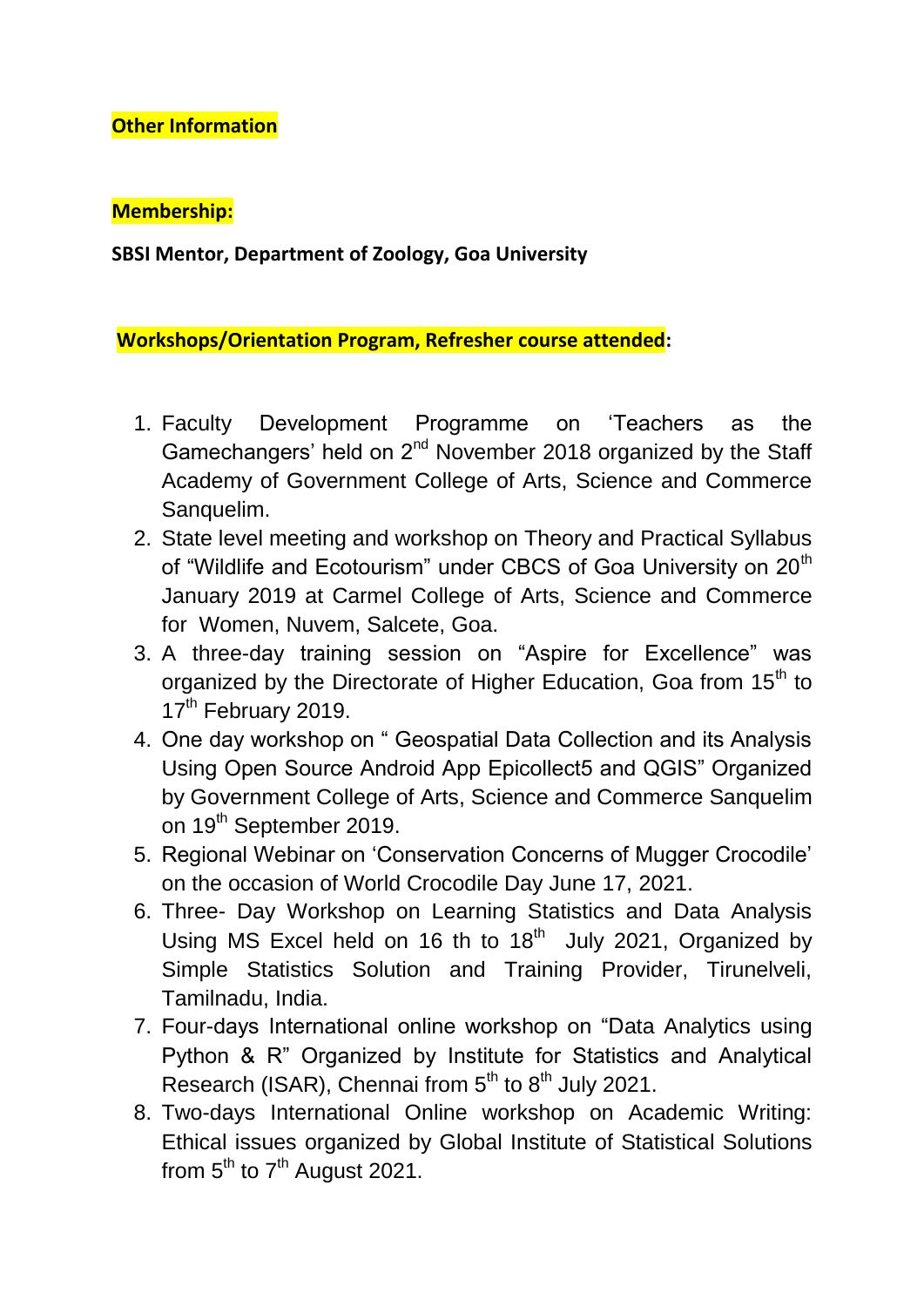**Other Information**

**Membership:**

**SBSI Mentor, Department of Zoology, Goa University**

**Workshops/Orientation Program, Refresher course attended:**

1. Faculty Development Programme on 'Teachers as the Gamechangers' held on 2$^{nd}$ November 2018 organized by the Staff Academy of Government College of Arts, Science and Commerce Sanquelim.
2. State level meeting and workshop on Theory and Practical Syllabus of "Wildlife and Ecotourism" under CBCS of Goa University on 20$^{th}$ January 2019 at Carmel College of Arts, Science and Commerce for Women, Nuvem, Salcete, Goa.
3. A three-day training session on "Aspire for Excellence" was organized by the Directorate of Higher Education, Goa from 15$^{th}$ to 17$^{th}$ February 2019.
4. One day workshop on " Geospatial Data Collection and its Analysis Using Open Source Android App Epicollect5 and QGIS" Organized by Government College of Arts, Science and Commerce Sanquelim on 19$^{th}$ September 2019.
5. Regional Webinar on 'Conservation Concerns of Mugger Crocodile' on the occasion of World Crocodile Day June 17, 2021.
6. Three- Day Workshop on Learning Statistics and Data Analysis Using MS Excel held on 16 th to 18$^{th}$ July 2021, Organized by Simple Statistics Solution and Training Provider, Tirunelveli, Tamilnadu, India.
7. Four-days International online workshop on "Data Analytics using Python & R" Organized by Institute for Statistics and Analytical Research (ISAR), Chennai from 5$^{th}$ to 8$^{th}$ July 2021.
8. Two-days International Online workshop on Academic Writing: Ethical issues organized by Global Institute of Statistical Solutions from 5$^{th}$ to 7$^{th}$ August 2021.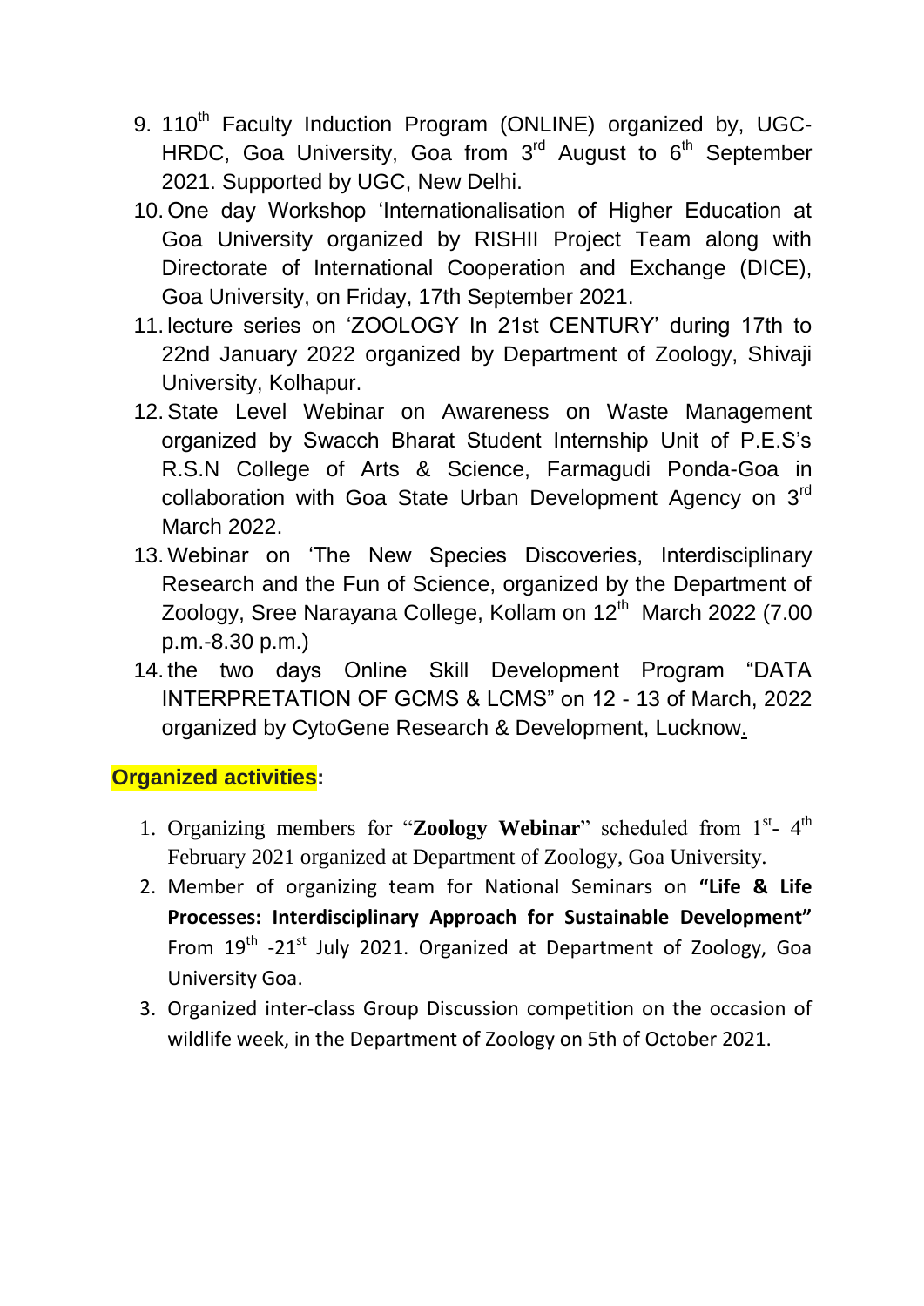9. 110th Faculty Induction Program (ONLINE) organized by, UGC-HRDC, Goa University, Goa from 3rd August to 6th September 2021. Supported by UGC, New Delhi.
10. One day Workshop 'Internationalisation of Higher Education at Goa University organized by RISHII Project Team along with Directorate of International Cooperation and Exchange (DICE), Goa University, on Friday, 17th September 2021.
11. lecture series on 'ZOOLOGY In 21st CENTURY' during 17th to 22nd January 2022 organized by Department of Zoology, Shivaji University, Kolhapur.
12. State Level Webinar on Awareness on Waste Management organized by Swacch Bharat Student Internship Unit of P.E.S's R.S.N College of Arts & Science, Farmagudi Ponda-Goa in collaboration with Goa State Urban Development Agency on 3rd March 2022.
13. Webinar on 'The New Species Discoveries, Interdisciplinary Research and the Fun of Science, organized by the Department of Zoology, Sree Narayana College, Kollam on 12th March 2022 (7.00 p.m.-8.30 p.m.)
14. the two days Online Skill Development Program "DATA INTERPRETATION OF GCMS & LCMS" on 12 - 13 of March, 2022 organized by CytoGene Research & Development, Lucknow.

**Organized activities:**

1. Organizing members for "**Zoology Webinar**" scheduled from 1st- 4th February 2021 organized at Department of Zoology, Goa University.
2. Member of organizing team for National Seminars on **"Life & Life Processes: Interdisciplinary Approach for Sustainable Development"** From 19th -21st July 2021. Organized at Department of Zoology, Goa University Goa.
3. Organized inter-class Group Discussion competition on the occasion of wildlife week, in the Department of Zoology on 5th of October 2021.